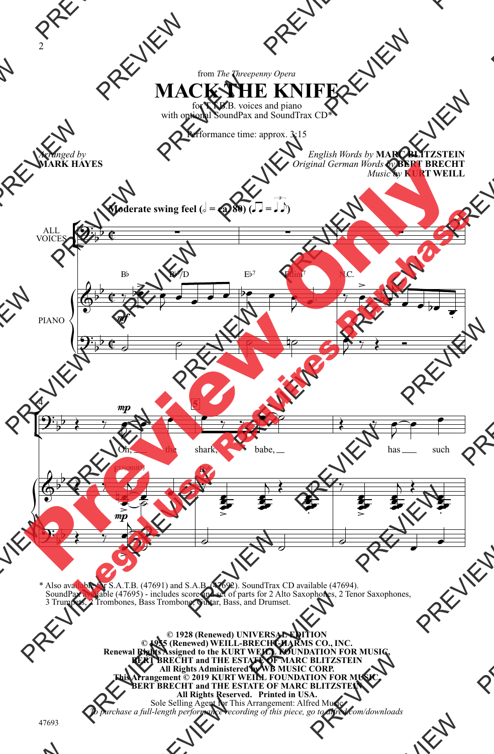from *The Threepenny Opera*

# MACK THE KNIFE

for T.T.B.B. voices and piano
with optional SoundPax and SoundTrax CD*

Performance time: approx. 3:15

*Arranged by* **MARK HAYES**

*English Words by* **MARC BLITZSTEIN**
*Original German Words by* **BERT BRECHT**
*Music by* **KURT WEILL**

**Moderate swing feel** (𝅗𝅥 = ca. 80)

Oh, the shark, babe, has such

\* Also available for S.A.T.B. (47691) and S.A.B. (47692). SoundTrax CD available (47694).
SoundPax available (47695) - includes score and set of parts for 2 Alto Saxophones, 2 Tenor Saxophones, 3 Trumpets, 2 Trombones, Bass Trombone, Guitar, Bass, and Drumset.

**© 1928 (Renewed) UNIVERSAL EDITION**
**© 1955 (Renewed) WEILL-BRECHT-HARMS CO., INC.**
**Renewal Rights Assigned to the KURT WEILL FOUNDATION FOR MUSIC, BERT BRECHT and THE ESTATE OF MARC BLITZSTEIN**
**All Rights Administered by WB MUSIC CORP.**
**This Arrangement © 2019 KURT WEILL FOUNDATION FOR MUSIC, BERT BRECHT and THE ESTATE OF MARC BLITZSTEIN**
**All Rights Reserved. Printed in USA.**
Sole Selling Agent for This Arrangement: Alfred Music
*To purchase a full-length performance recording of this piece, go to alfred.com/downloads*

47693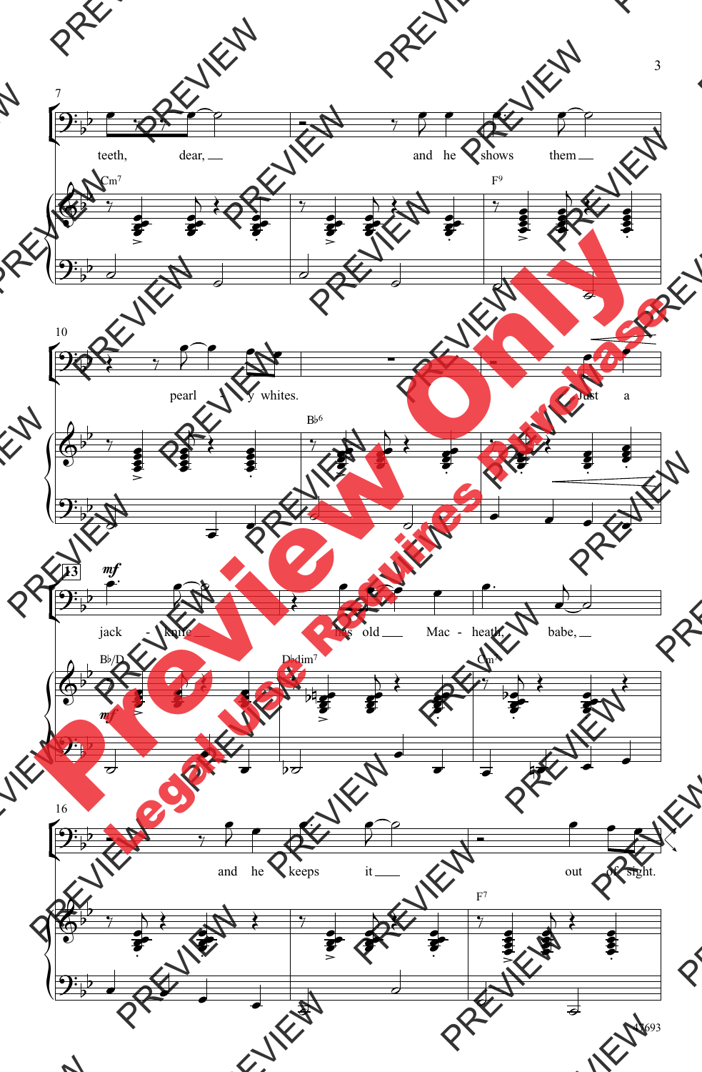7

teeth, dear, and he shows them

Cm7 F9

10

pearl y whites. Just a

B♭6

13 *mf*

jack - knife his old Mac - heath, babe,

B♭/D D♭dim7 Cm7

16

and he keeps it out of sight.

F7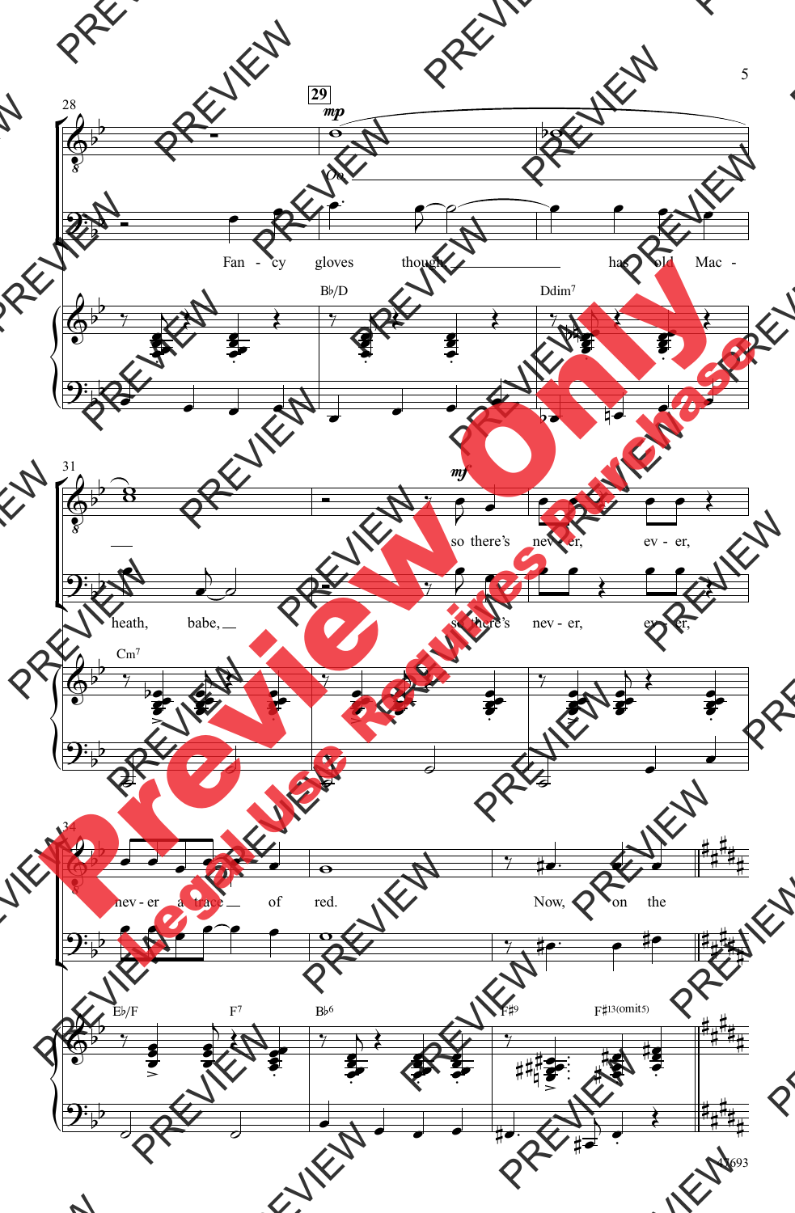29

*mp*

Oo

Fancy gloves though has old Macheath, babe,

so there's never, ever, never a trace of red.

Now, on the

B♭/D Ddim7 Cm7 E♭/F F7 B♭6 F♯9 F♯13(omit5)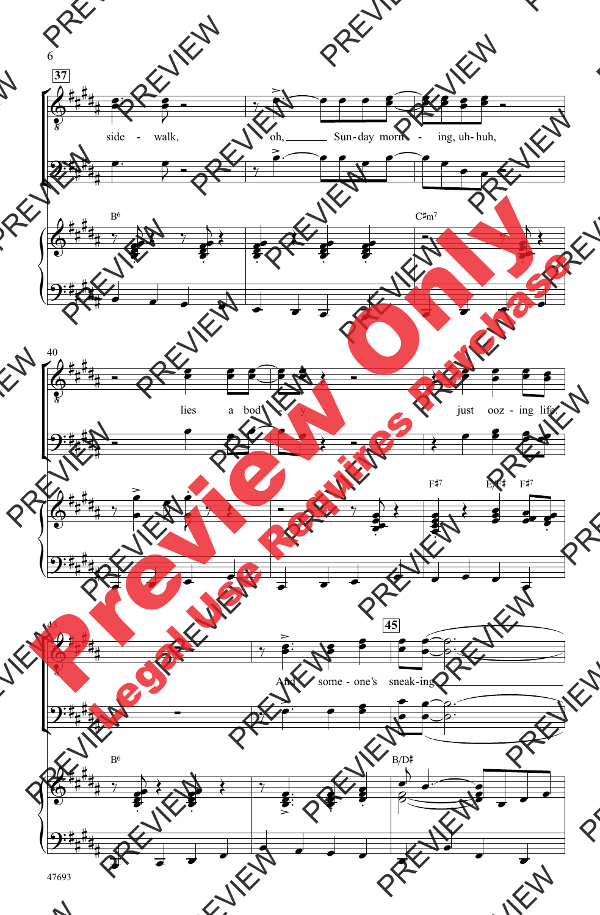**37**

side - walk,
oh, ___ Sun-day morn - ing, uh-huh,

B6 C♯m7

40

lies a bod - y
just ooz - ing life.

F♯7 E/F♯ F♯7

43 **45**

And some - one's sneak-ing ___

B6 B/D♯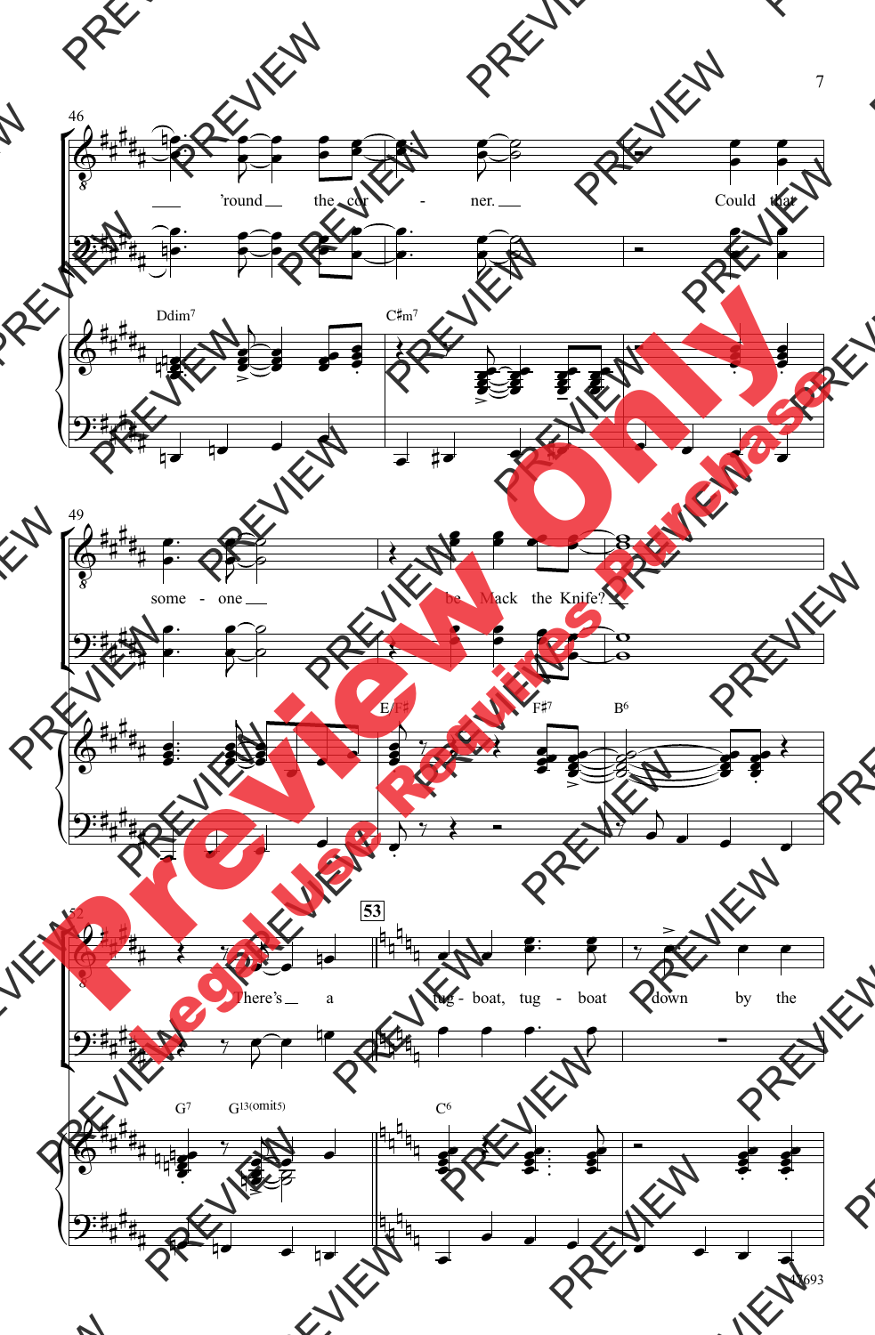46

'round the cor - ner. Could that

Ddim7 C♯m7

49

some - one be Mack the Knife?

E/F♯ F♯7 B6

52

53

There's a tug - boat, tug - boat down by the

G7 G13(omit5) C6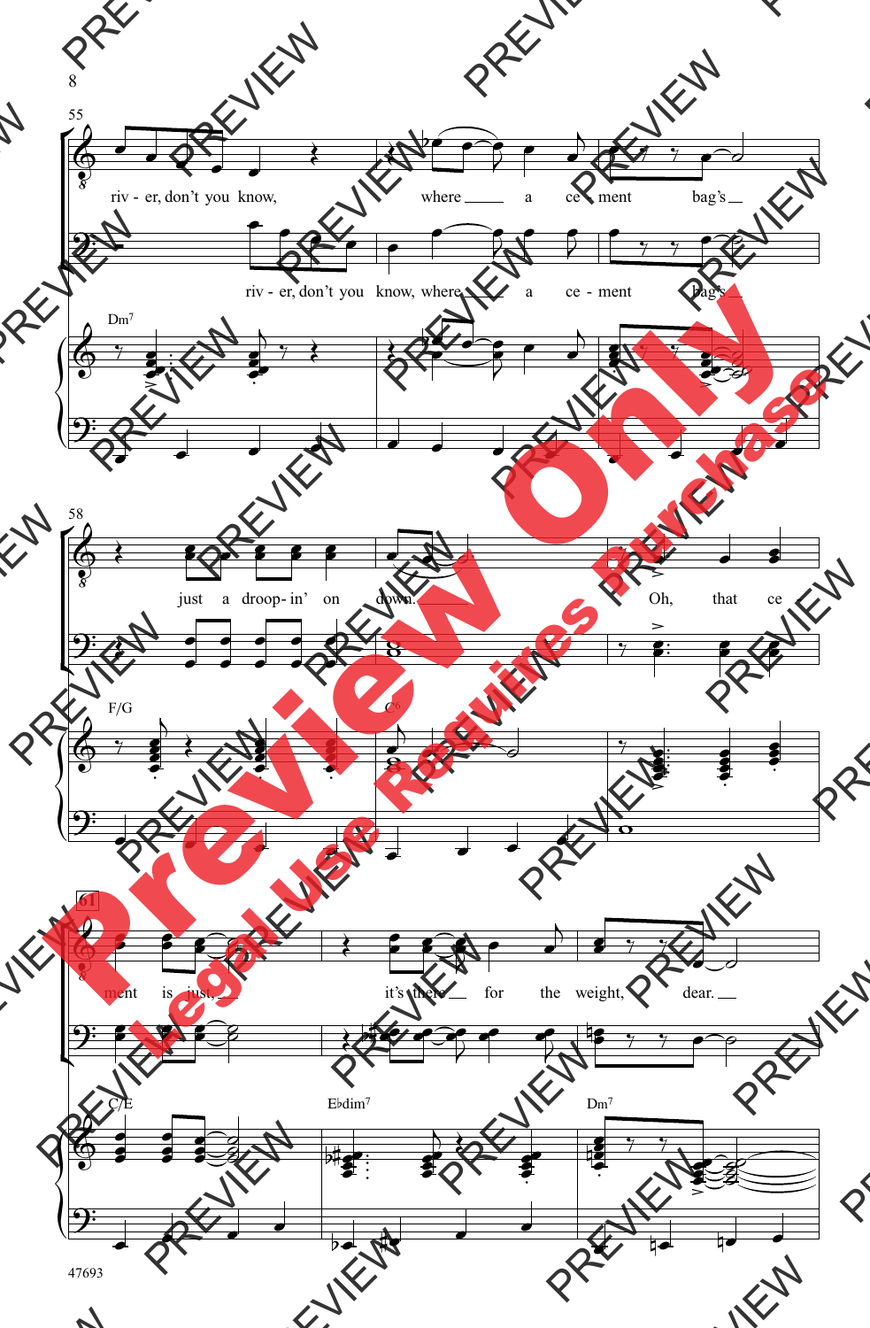55

riv - er, don't you know, where ___ a ce - ment bag's ___

riv - er, don't you know, where ___ a ce - ment bag's ___

Dm7

58

just a droop- in' on down. ___ Oh, that ce

F/G C6

61

ment is just, ___ it's there ___ for the weight, dear. ___

C/E E♭dim7 Dm7

47693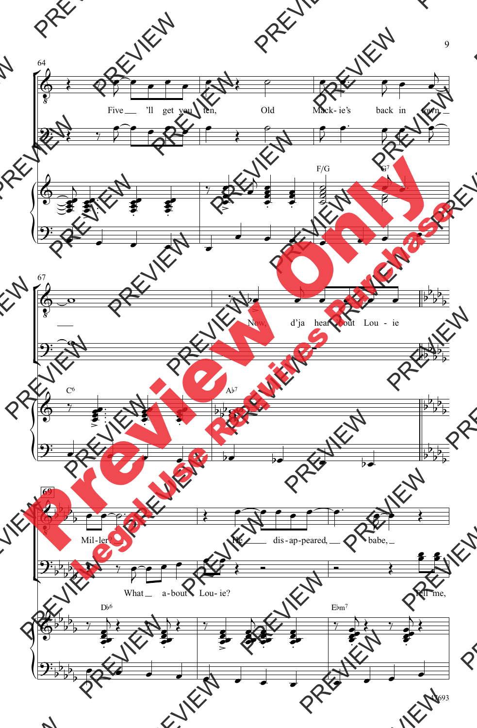64

Five ___ 'll get you ten, Old Mack- ie's back in town ___

F/G G7

67

C6 Ab7

Now, d'ja hear 'bout Lou - ie

69

Mil- ler? He ___ dis - ap - peared, ___ babe, ___

What ___ a - bout Lou - ie? Tell me,

Db6 Ebm7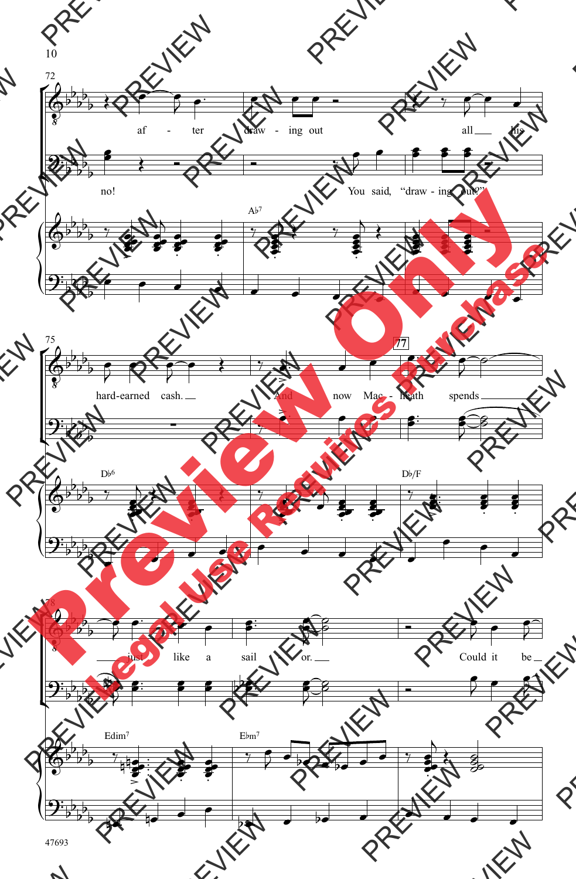72

af - ter draw - ing out all his

no! You said, "draw - ing out?"

A♭7

75

hard-earned cash. And now Mac - heath spends

77

D♭6 D♭/F

78

just like a sail or. Could it be

Edim7 E♭m7

47693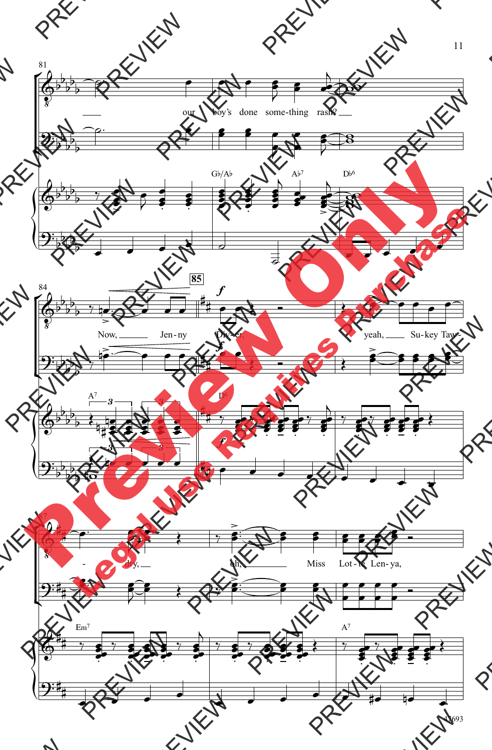81

our boy's done some-thing rash?

G♭/A♭ A♭7 D♭6

84

85

*f*

Now, Jen-ny Div-er, yeah, Su-key Taw-

*f*

A7 D6

*f*

87

-dry, oh, Miss Lot-te Len-ya,

Em7 A7

47693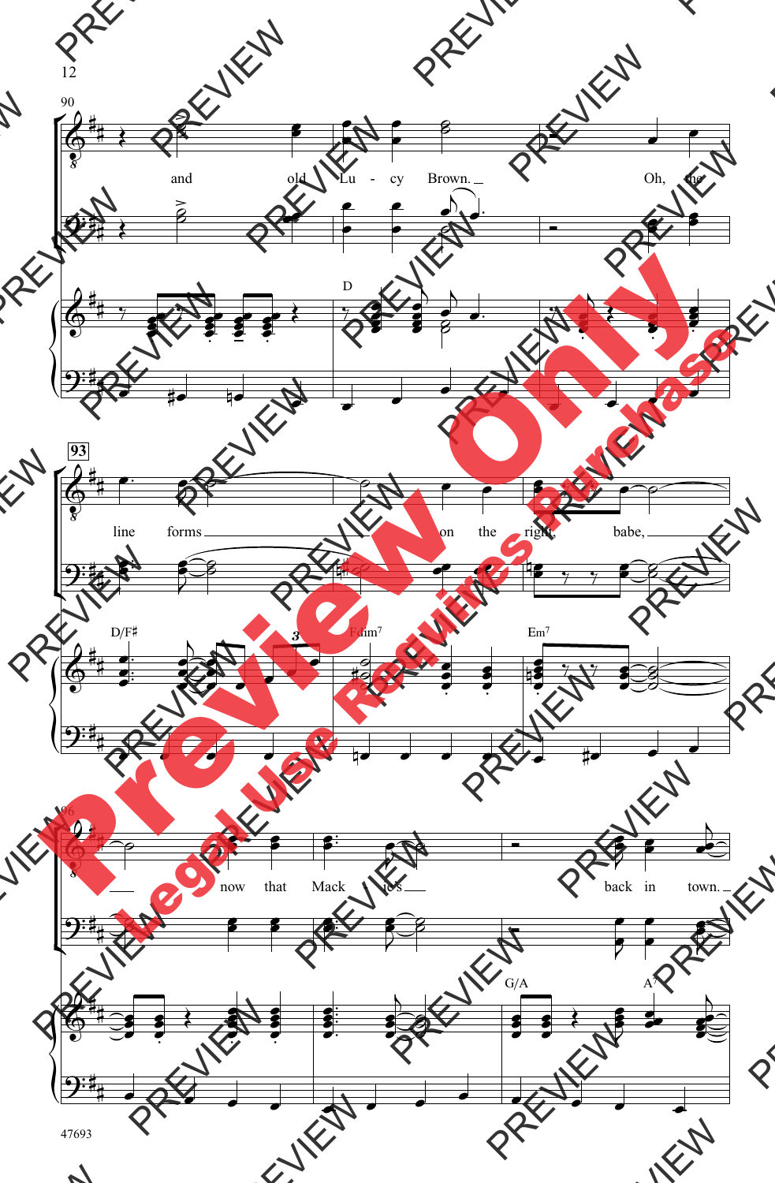90

and old Lu - cy Brown. Oh, the

D

93

line forms on the right, babe,

D/F♯ F♯dim7 Em7

96

now that Mack ie's back in town.

G/A A7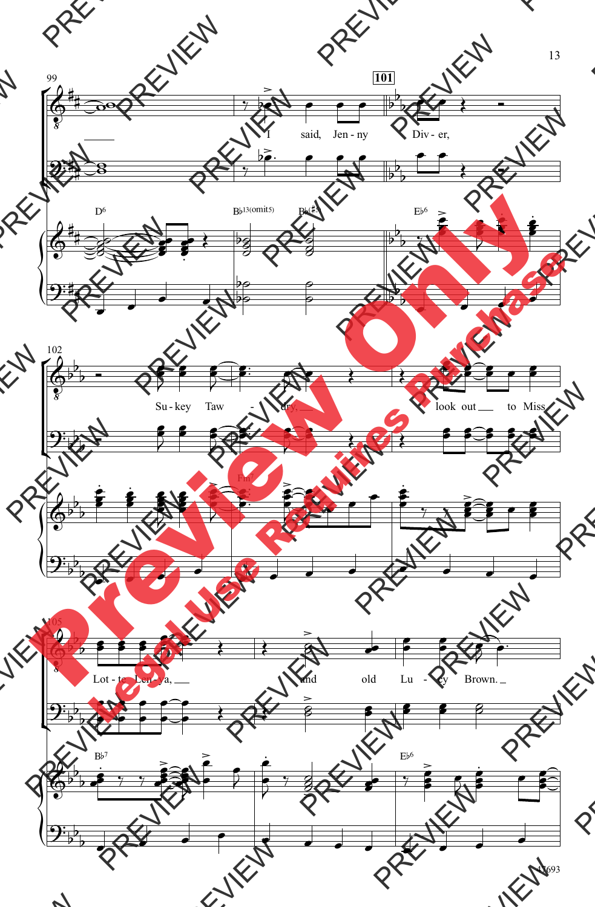99

101

I said, Jen - ny Div - er,

D6 B♭13(omit5) B♭7(♯5) E♭6

102

Su - key Taw - dry, look out to Miss

Fm7

105

Lot - te Len - ya, and old Lu - cy Brown.

B♭7 E♭6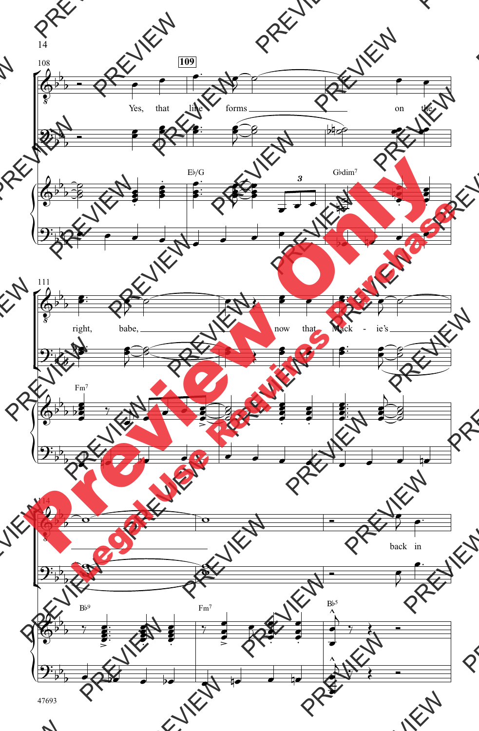108

109

Yes, that line forms on the

E♭/G

G♭dim7

111

right, babe, now that Mack - ie's

Fm7

114

back in

B♭9

Fm7

B♭5

47693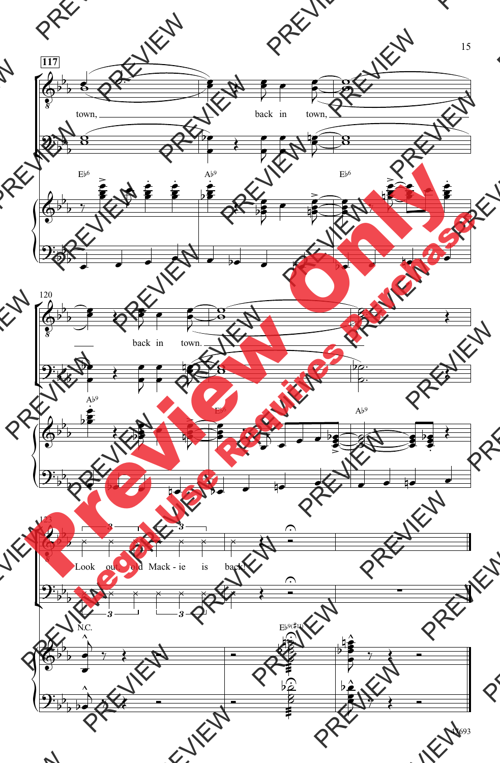117

town, back in town,

E♭6 A♭9 E♭6

120

back in town.

A♭9 E♭6 A♭9

123

Look out, old Mack - ie is back!

N.C. E♭9(♯11)